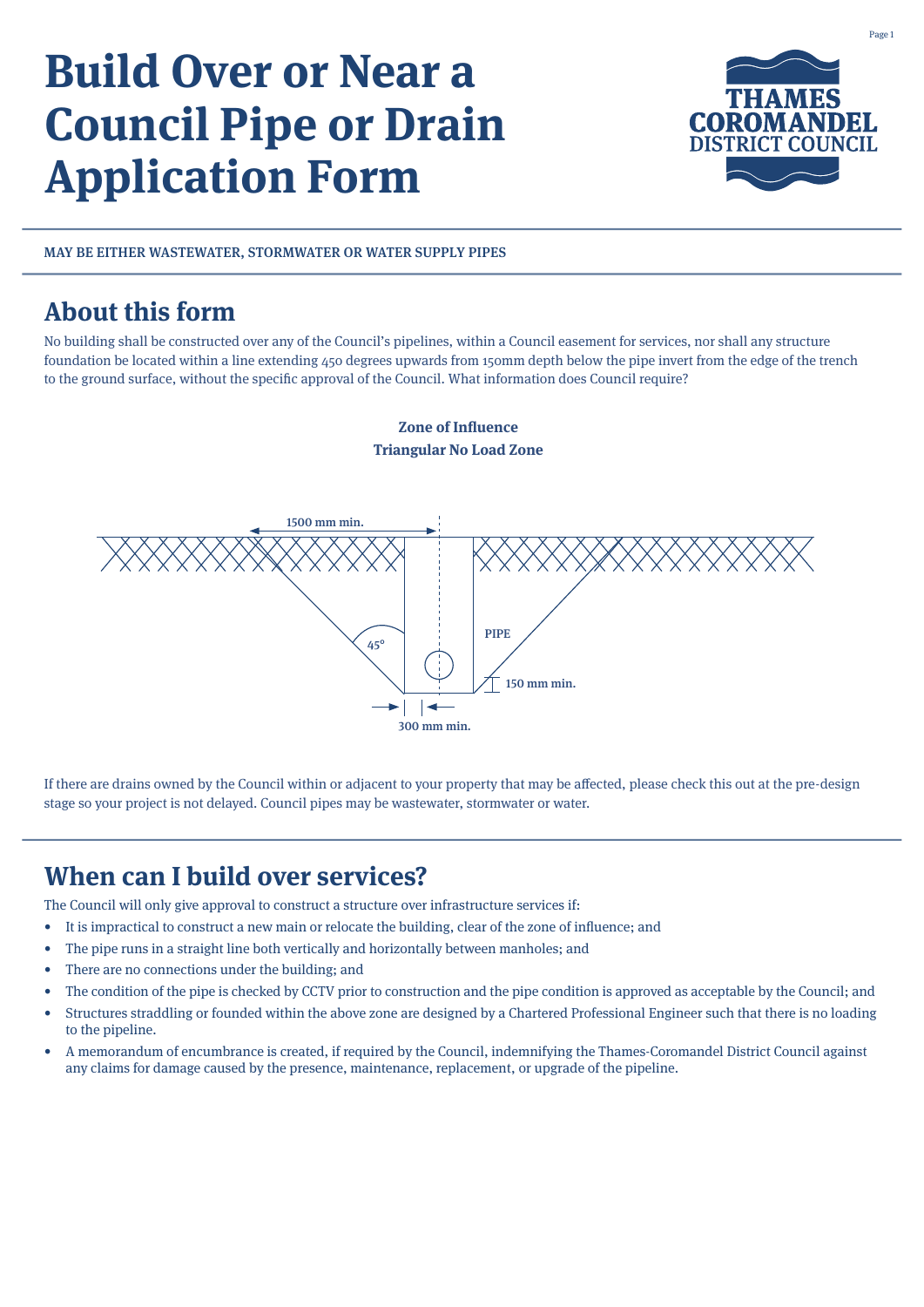# Build Over or Near a Council Pipe or Drain Application Form

THAMES COROMANDEL DISTRICT COUNCIL

**MAY BE EITHER WASTEWATER, STORMWATER OR WATER SUPPLY PIPES**

## About this form

No building shall be constructed over any of the Council's pipelines, within a Council easement for services, nor shall any structure foundation be located within a line extending 450 degrees upwards from 150mm depth below the pipe invert from the edge of the trench to the ground surface, without the specific approval of the Council. What information does Council require?

**Zone of Influence**

**Triangular No Load Zone**

1500 mm min.

45°

PIPE

150 mm min.

300 mm min.

If there are drains owned by the Council within or adjacent to your property that may be affected, please check this out at the pre-design stage so your project is not delayed. Council pipes may be wastewater, stormwater or water.

## When can I build over services?

The Council will only give approval to construct a structure over infrastructure services if:

- It is impractical to construct a new main or relocate the building, clear of the zone of influence; and
- The pipe runs in a straight line both vertically and horizontally between manholes; and
- There are no connections under the building; and
- The condition of the pipe is checked by CCTV prior to construction and the pipe condition is approved as acceptable by the Council; and
- Structures straddling or founded within the above zone are designed by a Chartered Professional Engineer such that there is no loading to the pipeline.
- A memorandum of encumbrance is created, if required by the Council, indemnifying the Thames-Coromandel District Council against any claims for damage caused by the presence, maintenance, replacement, or upgrade of the pipeline.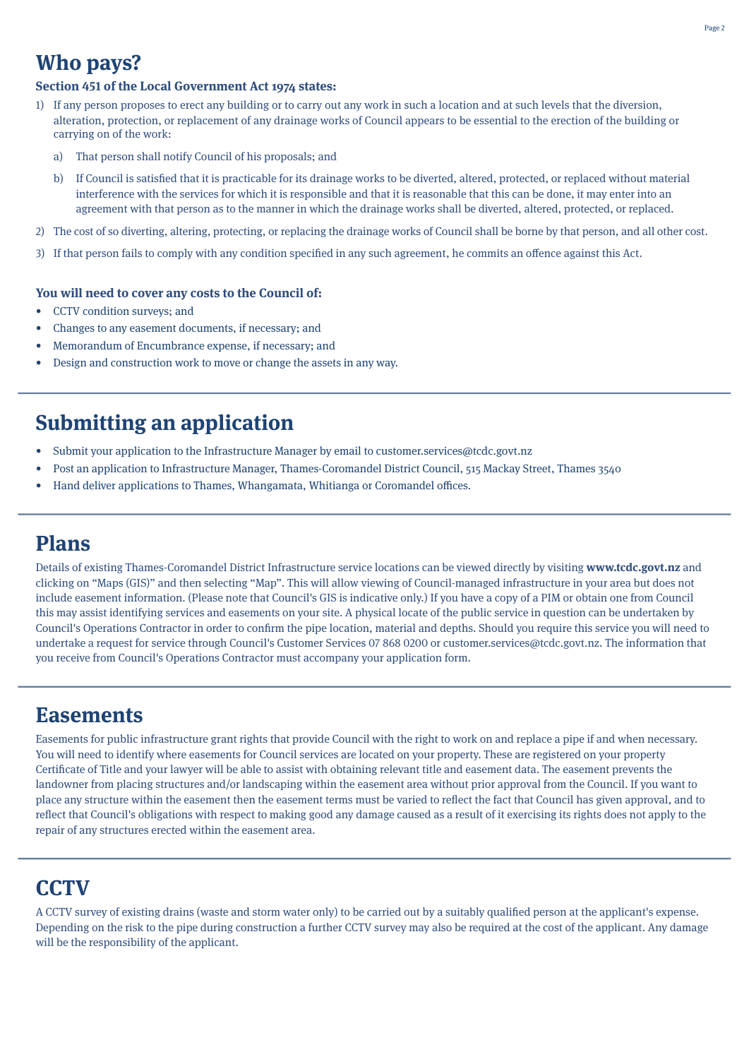# Who pays?

**Section 451 of the Local Government Act 1974 states:**

1) If any person proposes to erect any building or to carry out any work in such a location and at such levels that the diversion, alteration, protection, or replacement of any drainage works of Council appears to be essential to the erection of the building or carrying on of the work:

   a) That person shall notify Council of his proposals; and

   b) If Council is satisfied that it is practicable for its drainage works to be diverted, altered, protected, or replaced without material interference with the services for which it is responsible and that it is reasonable that this can be done, it may enter into an agreement with that person as to the manner in which the drainage works shall be diverted, altered, protected, or replaced.

2) The cost of so diverting, altering, protecting, or replacing the drainage works of Council shall be borne by that person, and all other cost.

3) If that person fails to comply with any condition specified in any such agreement, he commits an offence against this Act.

**You will need to cover any costs to the Council of:**

- CCTV condition surveys; and
- Changes to any easement documents, if necessary; and
- Memorandum of Encumbrance expense, if necessary; and
- Design and construction work to move or change the assets in any way.

# Submitting an application

- Submit your application to the Infrastructure Manager by email to customer.services@tcdc.govt.nz
- Post an application to Infrastructure Manager, Thames-Coromandel District Council, 515 Mackay Street, Thames 3540
- Hand deliver applications to Thames, Whangamata, Whitianga or Coromandel offices.

# Plans

Details of existing Thames-Coromandel District Infrastructure service locations can be viewed directly by visiting **www.tcdc.govt.nz** and clicking on "Maps (GIS)" and then selecting "Map". This will allow viewing of Council-managed infrastructure in your area but does not include easement information. (Please note that Council's GIS is indicative only.) If you have a copy of a PIM or obtain one from Council this may assist identifying services and easements on your site. A physical locate of the public service in question can be undertaken by Council's Operations Contractor in order to confirm the pipe location, material and depths. Should you require this service you will need to undertake a request for service through Council's Customer Services 07 868 0200 or customer.services@tcdc.govt.nz. The information that you receive from Council's Operations Contractor must accompany your application form.

# Easements

Easements for public infrastructure grant rights that provide Council with the right to work on and replace a pipe if and when necessary. You will need to identify where easements for Council services are located on your property. These are registered on your property Certificate of Title and your lawyer will be able to assist with obtaining relevant title and easement data. The easement prevents the landowner from placing structures and/or landscaping within the easement area without prior approval from the Council. If you want to place any structure within the easement then the easement terms must be varied to reflect the fact that Council has given approval, and to reflect that Council's obligations with respect to making good any damage caused as a result of it exercising its rights does not apply to the repair of any structures erected within the easement area.

# CCTV

A CCTV survey of existing drains (waste and storm water only) to be carried out by a suitably qualified person at the applicant's expense. Depending on the risk to the pipe during construction a further CCTV survey may also be required at the cost of the applicant. Any damage will be the responsibility of the applicant.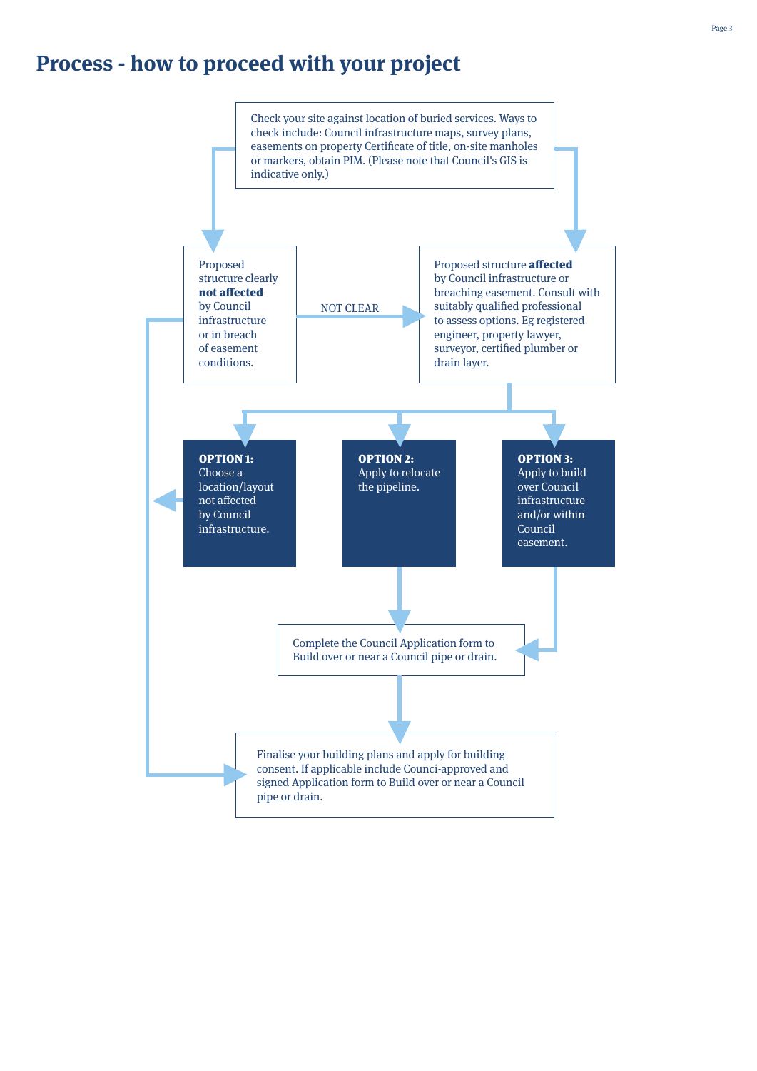# Process - how to proceed with your project

Check your site against location of buried services. Ways to check include: Council infrastructure maps, survey plans, easements on property Certificate of title, on-site manholes or markers, obtain PIM. (Please note that Council's GIS is indicative only.)

Proposed structure clearly **not affected** by Council infrastructure or in breach of easement conditions.

NOT CLEAR

Proposed structure **affected** by Council infrastructure or breaching easement. Consult with suitably qualified professional to assess options. Eg registered engineer, property lawyer, surveyor, certified plumber or drain layer.

**OPTION 1:** Choose a location/layout not affected by Council infrastructure.

**OPTION 2:** Apply to relocate the pipeline.

**OPTION 3:** Apply to build over Council infrastructure and/or within Council easement.

Complete the Council Application form to Build over or near a Council pipe or drain.

Finalise your building plans and apply for building consent. If applicable include Counci-approved and signed Application form to Build over or near a Council pipe or drain.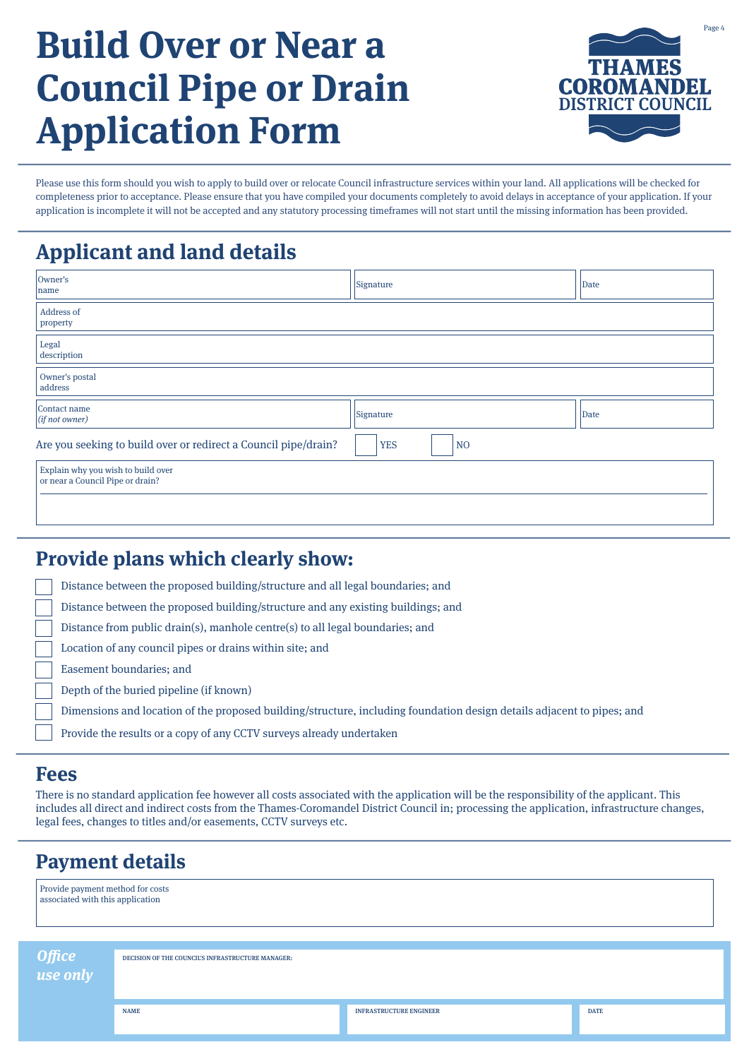# Build Over or Near a Council Pipe or Drain Application Form

THAMES COROMANDEL DISTRICT COUNCIL

Please use this form should you wish to apply to build over or relocate Council infrastructure services within your land. All applications will be checked for completeness prior to acceptance. Please ensure that you have compiled your documents completely to avoid delays in acceptance of your application. If your application is incomplete it will not be accepted and any statutory processing timeframes will not start until the missing information has been provided.

## Applicant and land details

| | | |
|---|---|---|
| Owner's name | Signature | Date |
| Address of property | | |
| Legal description | | |
| Owner's postal address | | |
| Contact name *(if not owner)* | Signature | Date |

Are you seeking to build over or redirect a Council pipe/drain? ☐ YES ☐ NO

Explain why you wish to build over or near a Council Pipe or drain?

## Provide plans which clearly show:

- ☐ Distance between the proposed building/structure and all legal boundaries; and
- ☐ Distance between the proposed building/structure and any existing buildings; and
- ☐ Distance from public drain(s), manhole centre(s) to all legal boundaries; and
- ☐ Location of any council pipes or drains within site; and
- ☐ Easement boundaries; and
- ☐ Depth of the buried pipeline (if known)
- ☐ Dimensions and location of the proposed building/structure, including foundation design details adjacent to pipes; and
- ☐ Provide the results or a copy of any CCTV surveys already undertaken

## Fees

There is no standard application fee however all costs associated with the application will be the responsibility of the applicant. This includes all direct and indirect costs from the Thames-Coromandel District Council in; processing the application, infrastructure changes, legal fees, changes to titles and/or easements, CCTV surveys etc.

## Payment details

Provide payment method for costs associated with this application

***Office use only***

DECISION OF THE COUNCIL'S INFRASTRUCTURE MANAGER:

| | | |
|---|---|---|
| NAME | INFRASTRUCTURE ENGINEER | DATE |